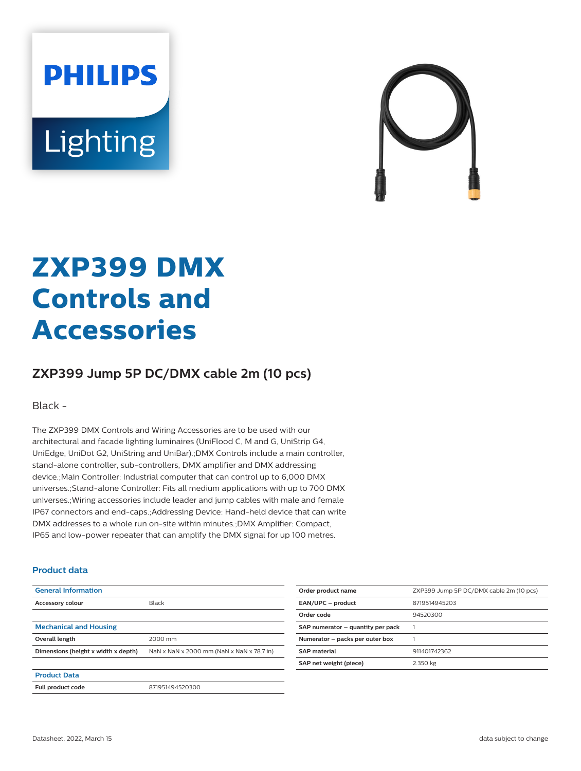PHILIPS

Lighting

# ZXP399 DMX Controls and Accessories

## ZXP399 Jump 5P DC/DMX cable 2m (10 pcs)

Black -

The ZXP399 DMX Controls and Wiring Accessories are to be used with our architectural and facade lighting luminaires (UniFlood C, M and G, UniStrip G4, UniEdge, UniDot G2, UniString and UniBar).;DMX Controls include a main controller, stand-alone controller, sub-controllers, DMX amplifier and DMX addressing device.;Main Controller: Industrial computer that can control up to 6,000 DMX universes.;Stand-alone Controller: Fits all medium applications with up to 700 DMX universes.;Wiring accessories include leader and jump cables with male and female IP67 connectors and end-caps.;Addressing Device: Hand-held device that can write DMX addresses to a whole run on-site within minutes.;DMX Amplifier: Compact, IP65 and low-power repeater that can amplify the DMX signal for up 100 metres.

### Product data

| General Information | |
|---|---|
| **Accessory colour** | Black |
| **Mechanical and Housing** | |
| **Overall length** | 2000 mm |
| **Dimensions (height x width x depth)** | NaN x NaN x 2000 mm (NaN x NaN x 78.7 in) |
| **Product Data** | |
| **Full product code** | 871951494520300 |

| | |
|---|---|
| **Order product name** | ZXP399 Jump 5P DC/DMX cable 2m (10 pcs) |
| **EAN/UPC – product** | 8719514945203 |
| **Order code** | 94520300 |
| **SAP numerator – quantity per pack** | 1 |
| **Numerator – packs per outer box** | 1 |
| **SAP material** | 911401742362 |
| **SAP net weight (piece)** | 2.350 kg |

Datasheet, 2022, March 15

data subject to change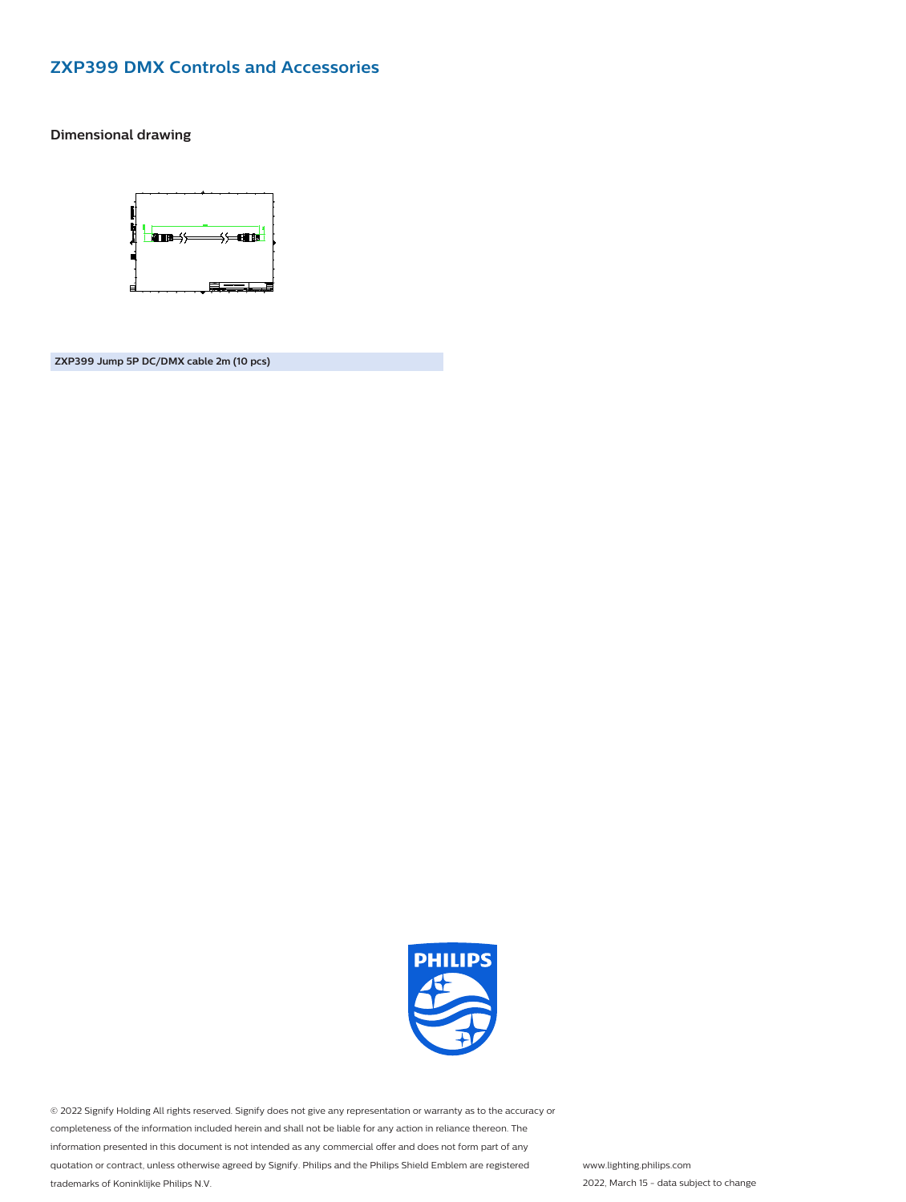# ZXP399 DMX Controls and Accessories

## Dimensional drawing

ZXP399 Jump 5P DC/DMX cable 2m (10 pcs)

© 2022 Signify Holding All rights reserved. Signify does not give any representation or warranty as to the accuracy or completeness of the information included herein and shall not be liable for any action in reliance thereon. The information presented in this document is not intended as any commercial offer and does not form part of any quotation or contract, unless otherwise agreed by Signify. Philips and the Philips Shield Emblem are registered trademarks of Koninklijke Philips N.V.

www.lighting.philips.com

2022, March 15 - data subject to change